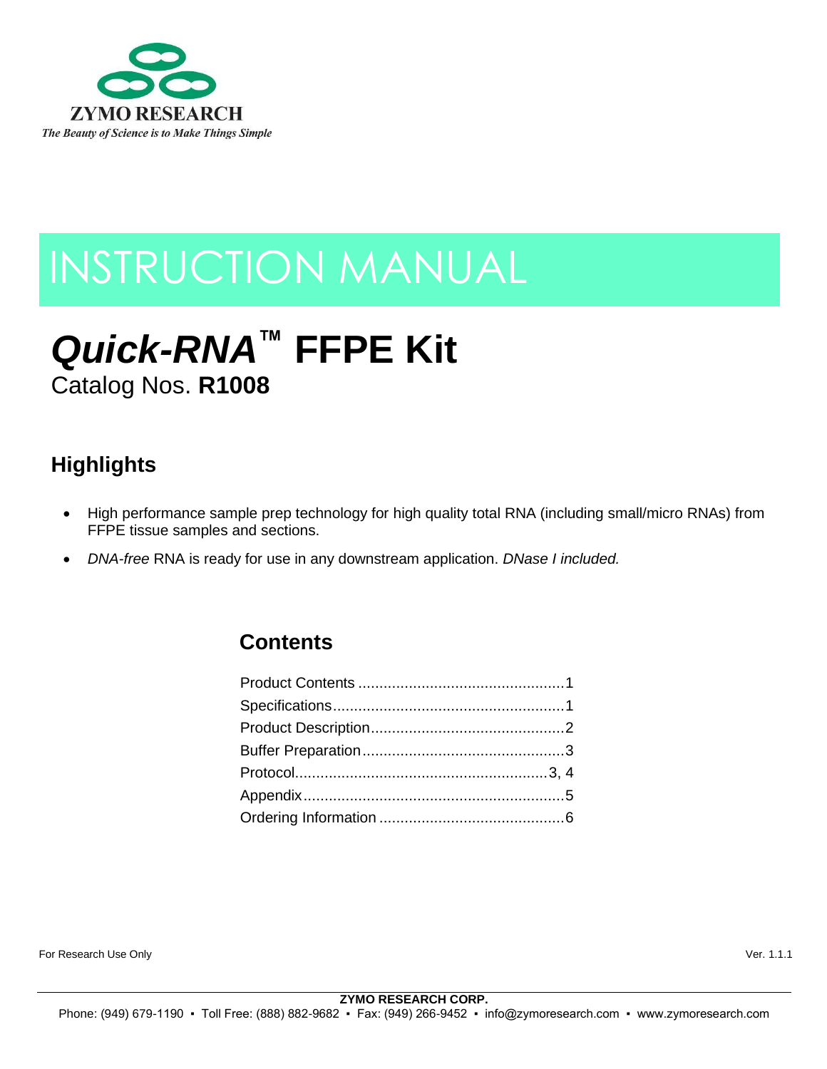**ZYMO RESEARCH**

*The Beauty of Science is to Make Things Simple*

# INSTRUCTION MANUAL

# *Quick-RNA*™ FFPE Kit

Catalog Nos. **R1008**

## Highlights

- High performance sample prep technology for high quality total RNA (including small/micro RNAs) from FFPE tissue samples and sections.
- *DNA-free* RNA is ready for use in any downstream application. *DNase I included.*

## Contents

Product Contents ................................................1
Specifications......................................................1
Product Description.............................................2
Buffer Preparation................................................3
Protocol...........................................................3, 4
Appendix.............................................................5
Ordering Information ...........................................6

For Research Use Only

Ver. 1.1.1

**ZYMO RESEARCH CORP.**
Phone: (949) 679-1190 ▪ Toll Free: (888) 882-9682 ▪ Fax: (949) 266-9452 ▪ info@zymoresearch.com ▪ www.zymoresearch.com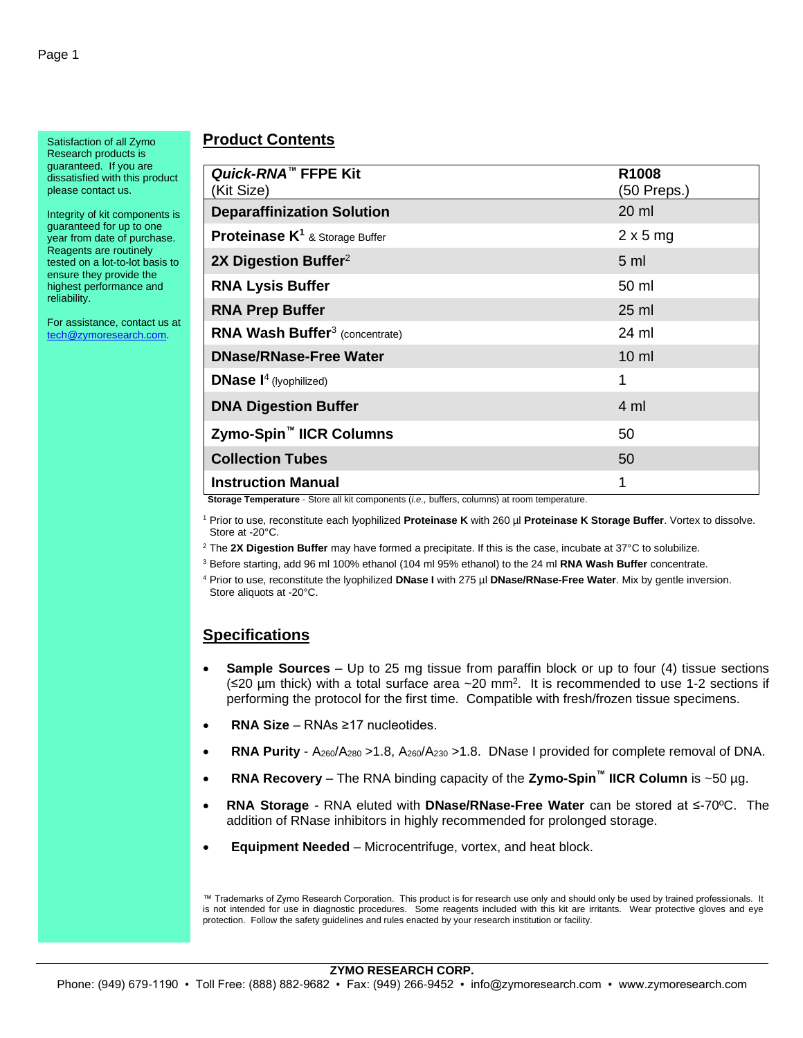Satisfaction of all Zymo Research products is guaranteed. If you are dissatisfied with this product please contact us.

Integrity of kit components is guaranteed for up to one year from date of purchase. Reagents are routinely tested on a lot-to-lot basis to ensure they provide the highest performance and reliability.

For assistance, contact us at tech@zymoresearch.com.

## Product Contents

| ***Quick-RNA***™ **FFPE Kit** (Kit Size) | **R1008** (50 Preps.) |
|---|---|
| **Deparaffinization Solution** | 20 ml |
| **Proteinase K**[1] & Storage Buffer | 2 x 5 mg |
| **2X Digestion Buffer**[2] | 5 ml |
| **RNA Lysis Buffer** | 50 ml |
| **RNA Prep Buffer** | 25 ml |
| **RNA Wash Buffer**[3] (concentrate) | 24 ml |
| **DNase/RNase-Free Water** | 10 ml |
| **DNase I**[4] (lyophilized) | 1 |
| **DNA Digestion Buffer** | 4 ml |
| **Zymo-Spin**™ **IICR Columns** | 50 |
| **Collection Tubes** | 50 |
| **Instruction Manual** | 1 |

**Storage Temperature** - Store all kit components (*i.e.*, buffers, columns) at room temperature.

[1] Prior to use, reconstitute each lyophilized **Proteinase K** with 260 µl **Proteinase K Storage Buffer**. Vortex to dissolve. Store at -20°C.

[2] The **2X Digestion Buffer** may have formed a precipitate. If this is the case, incubate at 37°C to solubilize.

[3] Before starting, add 96 ml 100% ethanol (104 ml 95% ethanol) to the 24 ml **RNA Wash Buffer** concentrate.

[4] Prior to use, reconstitute the lyophilized **DNase I** with 275 µl **DNase/RNase-Free Water**. Mix by gentle inversion. Store aliquots at -20°C.

## Specifications

- **Sample Sources** – Up to 25 mg tissue from paraffin block or up to four (4) tissue sections (≤20 µm thick) with a total surface area ~20 mm$^2$. It is recommended to use 1-2 sections if performing the protocol for the first time. Compatible with fresh/frozen tissue specimens.
- **RNA Size** – RNAs ≥17 nucleotides.
- **RNA Purity** - $A_{260}/A_{280}$ >1.8, $A_{260}/A_{230}$ >1.8. DNase I provided for complete removal of DNA.
- **RNA Recovery** – The RNA binding capacity of the **Zymo-Spin**™ **IICR Column** is ~50 µg.
- **RNA Storage** - RNA eluted with **DNase/RNase-Free Water** can be stored at ≤-70ºC. The addition of RNase inhibitors in highly recommended for prolonged storage.
- **Equipment Needed** – Microcentrifuge, vortex, and heat block.

™ Trademarks of Zymo Research Corporation. This product is for research use only and should only be used by trained professionals. It is not intended for use in diagnostic procedures. Some reagents included with this kit are irritants. Wear protective gloves and eye protection. Follow the safety guidelines and rules enacted by your research institution or facility.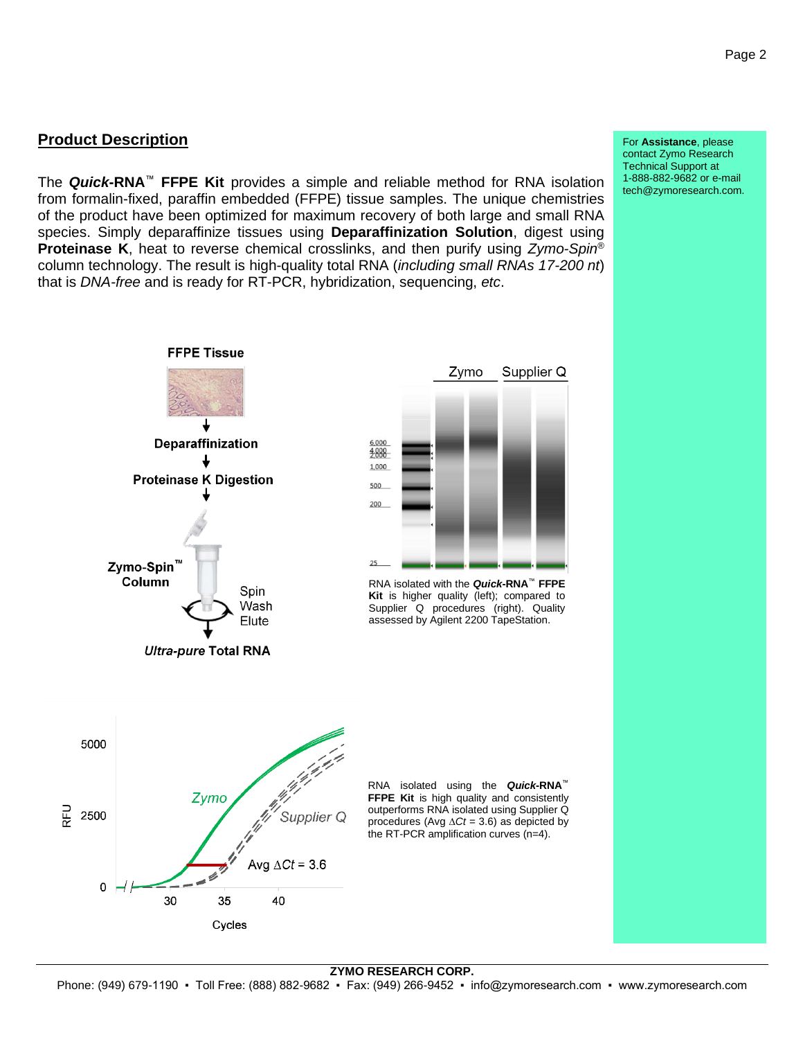## Product Description

For **Assistance**, please contact Zymo Research Technical Support at 1-888-882-9682 or e-mail tech@zymoresearch.com.

The ***Quick*-RNA™ FFPE Kit** provides a simple and reliable method for RNA isolation from formalin-fixed, paraffin embedded (FFPE) tissue samples. The unique chemistries of the product have been optimized for maximum recovery of both large and small RNA species. Simply deparaffinize tissues using **Deparaffinization Solution**, digest using **Proteinase K**, heat to reverse chemical crosslinks, and then purify using *Zymo-Spin®* column technology. The result is high-quality total RNA (*including small RNAs 17-200 nt*) that is *DNA-free* and is ready for RT-PCR, hybridization, sequencing, *etc*.

**FFPE Tissue**

**Deparaffinization**

**Proteinase K Digestion**

**Zymo-Spin™ Column**

Spin
Wash
Elute

***Ultra-pure* Total RNA**

RNA isolated with the ***Quick*-RNA™ FFPE Kit** is higher quality (left); compared to Supplier Q procedures (right). Quality assessed by Agilent 2200 TapeStation.

RNA isolated using the ***Quick*-RNA™ FFPE Kit** is high quality and consistently outperforms RNA isolated using Supplier Q procedures (Avg $\Delta Ct$ = 3.6) as depicted by the RT-PCR amplification curves (n=4).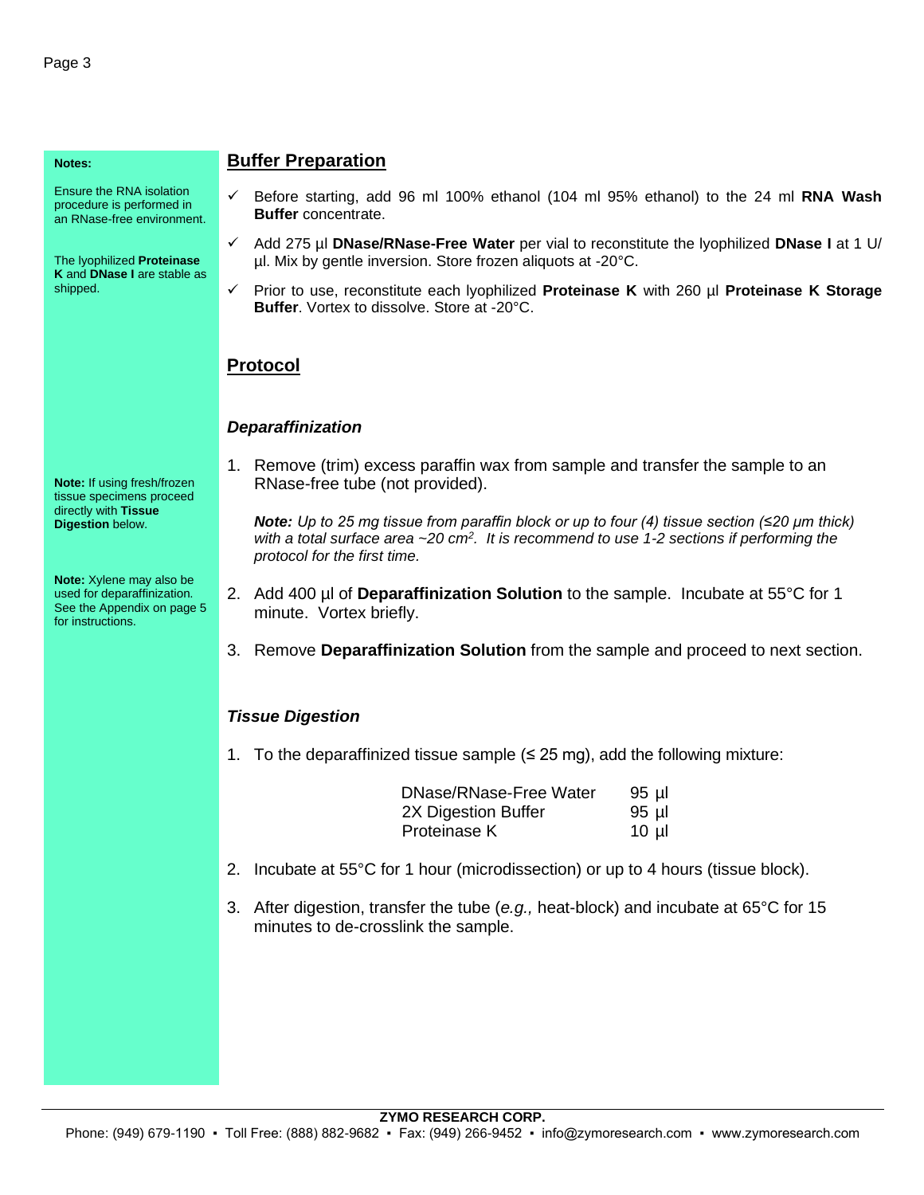**Notes:**

Ensure the RNA isolation procedure is performed in an RNase-free environment.

The lyophilized **Proteinase K** and **DNase I** are stable as shipped.

## Buffer Preparation

- ✓ Before starting, add 96 ml 100% ethanol (104 ml 95% ethanol) to the 24 ml **RNA Wash Buffer** concentrate.
- ✓ Add 275 µl **DNase/RNase-Free Water** per vial to reconstitute the lyophilized **DNase I** at 1 U/µl. Mix by gentle inversion. Store frozen aliquots at -20°C.
- ✓ Prior to use, reconstitute each lyophilized **Proteinase K** with 260 µl **Proteinase K Storage Buffer**. Vortex to dissolve. Store at -20°C.

## Protocol

### *Deparaffinization*

**Note:** If using fresh/frozen tissue specimens proceed directly with **Tissue Digestion** below.

**Note:** Xylene may also be used for deparaffinization. See the Appendix on page 5 for instructions.

1. Remove (trim) excess paraffin wax from sample and transfer the sample to an RNase-free tube (not provided).

   ***Note:*** *Up to 25 mg tissue from paraffin block or up to four (4) tissue section (≤20 µm thick) with a total surface area ~20 cm$^2$. It is recommend to use 1-2 sections if performing the protocol for the first time.*

2. Add 400 µl of **Deparaffinization Solution** to the sample. Incubate at 55°C for 1 minute. Vortex briefly.
3. Remove **Deparaffinization Solution** from the sample and proceed to next section.

### *Tissue Digestion*

1. To the deparaffinized tissue sample (≤ 25 mg), add the following mixture:

| | |
|---|---|
| DNase/RNase-Free Water | 95 µl |
| 2X Digestion Buffer | 95 µl |
| Proteinase K | 10 µl |

2. Incubate at 55°C for 1 hour (microdissection) or up to 4 hours (tissue block).
3. After digestion, transfer the tube (*e.g.,* heat-block) and incubate at 65°C for 15 minutes to de-crosslink the sample.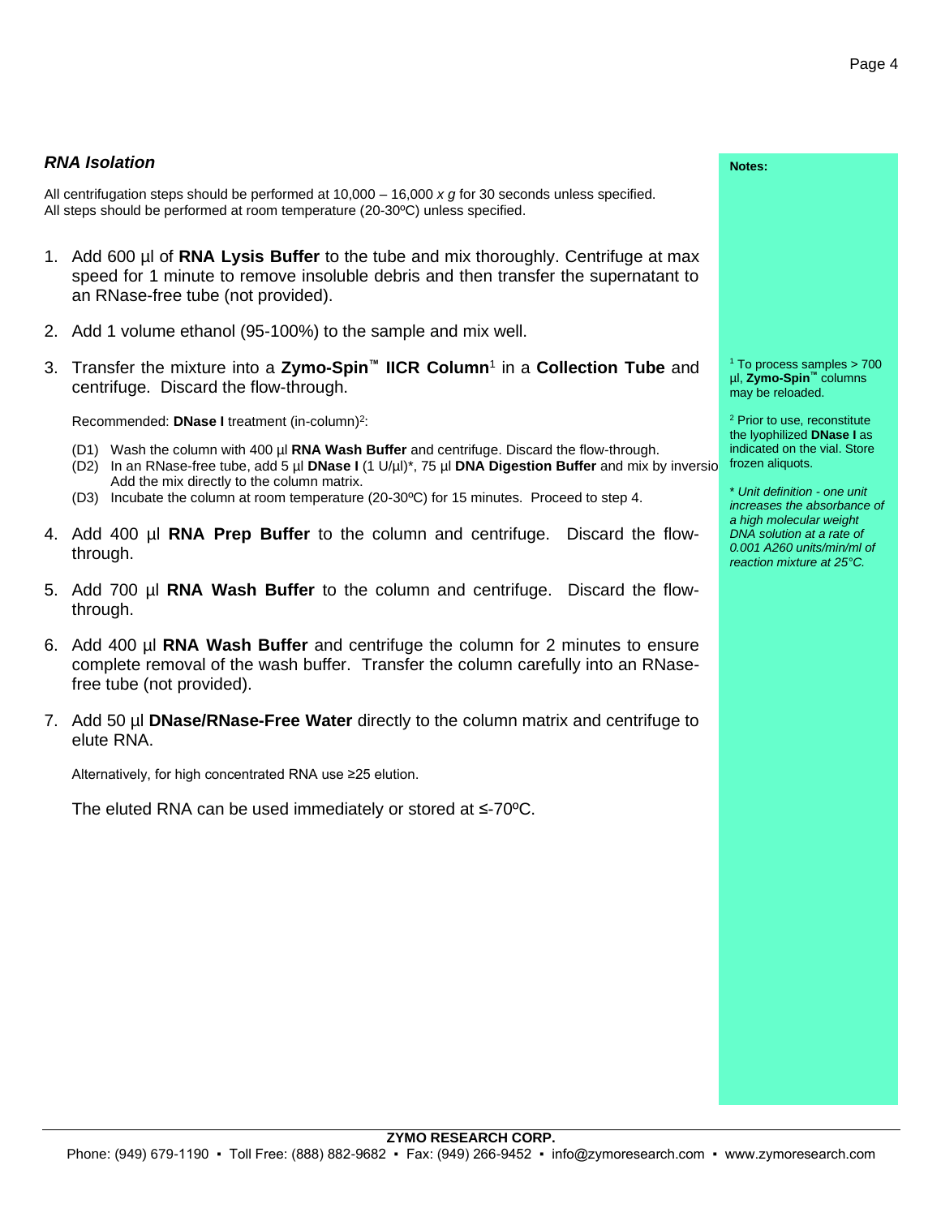### *RNA Isolation*

All centrifugation steps should be performed at 10,000 – 16,000 *x g* for 30 seconds unless specified.
All steps should be performed at room temperature (20-30ºC) unless specified.

1. Add 600 µl of **RNA Lysis Buffer** to the tube and mix thoroughly. Centrifuge at max speed for 1 minute to remove insoluble debris and then transfer the supernatant to an RNase-free tube (not provided).

2. Add 1 volume ethanol (95-100%) to the sample and mix well.

3. Transfer the mixture into a **Zymo-Spin™ IICR Column**[1] in a **Collection Tube** and centrifuge. Discard the flow-through.

   Recommended: **DNase I** treatment (in-column)[2]:

   (D1) Wash the column with 400 µl **RNA Wash Buffer** and centrifuge. Discard the flow-through.
   (D2) In an RNase-free tube, add 5 µl **DNase I** (1 U/µl)*, 75 µl **DNA Digestion Buffer** and mix by inversio Add the mix directly to the column matrix.
   (D3) Incubate the column at room temperature (20-30ºC) for 15 minutes. Proceed to step 4.

4. Add 400 µl **RNA Prep Buffer** to the column and centrifuge. Discard the flow-through.

5. Add 700 µl **RNA Wash Buffer** to the column and centrifuge. Discard the flow-through.

6. Add 400 µl **RNA Wash Buffer** and centrifuge the column for 2 minutes to ensure complete removal of the wash buffer. Transfer the column carefully into an RNase-free tube (not provided).

7. Add 50 µl **DNase/RNase-Free Water** directly to the column matrix and centrifuge to elute RNA.

   Alternatively, for high concentrated RNA use ≥25 elution.

   The eluted RNA can be used immediately or stored at ≤-70ºC.

**Notes:**

[1] To process samples > 700 µl, **Zymo-Spin™** columns may be reloaded.

[2] Prior to use, reconstitute the lyophilized **DNase I** as indicated on the vial. Store frozen aliquots.

\* *Unit definition - one unit increases the absorbance of a high molecular weight DNA solution at a rate of 0.001 A260 units/min/ml of reaction mixture at 25°C.*

**ZYMO RESEARCH CORP.**
Phone: (949) 679-1190 ▪ Toll Free: (888) 882-9682 ▪ Fax: (949) 266-9452 ▪ info@zymoresearch.com ▪ www.zymoresearch.com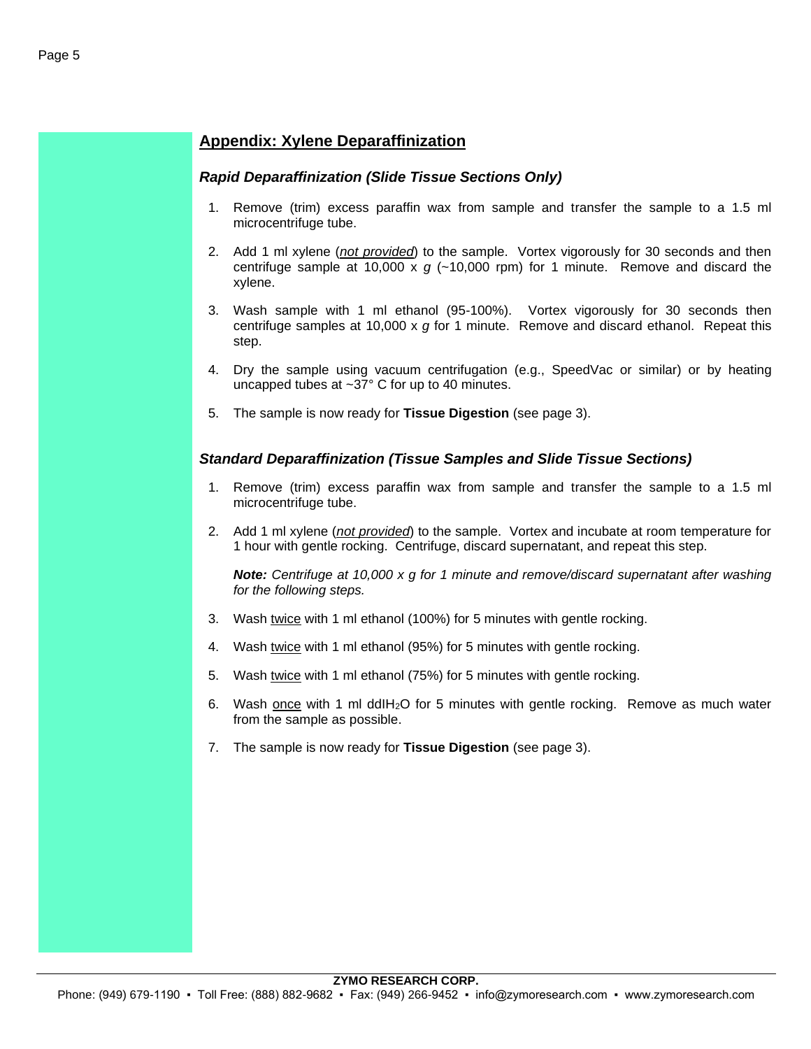## Appendix: Xylene Deparaffinization

### *Rapid Deparaffinization (Slide Tissue Sections Only)*

1. Remove (trim) excess paraffin wax from sample and transfer the sample to a 1.5 ml microcentrifuge tube.

2. Add 1 ml xylene (*not provided*) to the sample. Vortex vigorously for 30 seconds and then centrifuge sample at 10,000 x *g* (~10,000 rpm) for 1 minute. Remove and discard the xylene.

3. Wash sample with 1 ml ethanol (95-100%). Vortex vigorously for 30 seconds then centrifuge samples at 10,000 x *g* for 1 minute. Remove and discard ethanol. Repeat this step.

4. Dry the sample using vacuum centrifugation (e.g., SpeedVac or similar) or by heating uncapped tubes at ~37° C for up to 40 minutes.

5. The sample is now ready for **Tissue Digestion** (see page 3).

### *Standard Deparaffinization (Tissue Samples and Slide Tissue Sections)*

1. Remove (trim) excess paraffin wax from sample and transfer the sample to a 1.5 ml microcentrifuge tube.

2. Add 1 ml xylene (*not provided*) to the sample. Vortex and incubate at room temperature for 1 hour with gentle rocking. Centrifuge, discard supernatant, and repeat this step.

   ***Note:*** *Centrifuge at 10,000 x g for 1 minute and remove/discard supernatant after washing for the following steps.*

3. Wash twice with 1 ml ethanol (100%) for 5 minutes with gentle rocking.

4. Wash twice with 1 ml ethanol (95%) for 5 minutes with gentle rocking.

5. Wash twice with 1 ml ethanol (75%) for 5 minutes with gentle rocking.

6. Wash once with 1 ml $ddIH_2O$ for 5 minutes with gentle rocking. Remove as much water from the sample as possible.

7. The sample is now ready for **Tissue Digestion** (see page 3).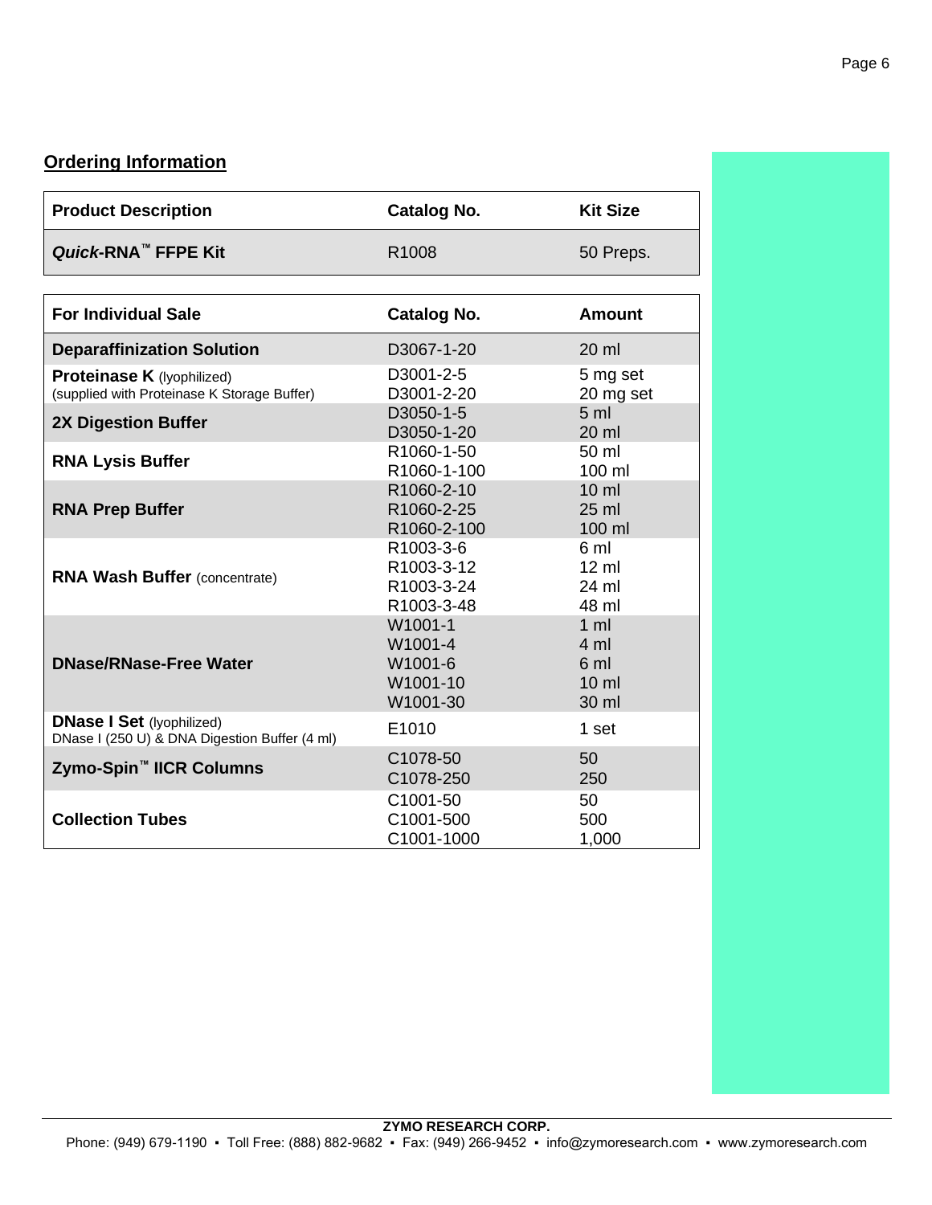## Ordering Information

| Product Description | Catalog No. | Kit Size |
|---|---|---|
| ***Quick*-RNA™ FFPE Kit** | R1008 | 50 Preps. |

| For Individual Sale | Catalog No. | Amount |
|---|---|---|
| **Deparaffinization Solution** | D3067-1-20 | 20 ml |
| **Proteinase K** (lyophilized) (supplied with Proteinase K Storage Buffer) | D3001-2-5<br>D3001-2-20 | 5 mg set<br>20 mg set |
| **2X Digestion Buffer** | D3050-1-5<br>D3050-1-20 | 5 ml<br>20 ml |
| **RNA Lysis Buffer** | R1060-1-50<br>R1060-1-100 | 50 ml<br>100 ml |
| **RNA Prep Buffer** | R1060-2-10<br>R1060-2-25<br>R1060-2-100 | 10 ml<br>25 ml<br>100 ml |
| **RNA Wash Buffer** (concentrate) | R1003-3-6<br>R1003-3-12<br>R1003-3-24<br>R1003-3-48 | 6 ml<br>12 ml<br>24 ml<br>48 ml |
| **DNase/RNase-Free Water** | W1001-1<br>W1001-4<br>W1001-6<br>W1001-10<br>W1001-30 | 1 ml<br>4 ml<br>6 ml<br>10 ml<br>30 ml |
| **DNase I Set** (lyophilized) DNase I (250 U) & DNA Digestion Buffer (4 ml) | E1010 | 1 set |
| **Zymo-Spin™ IICR Columns** | C1078-50<br>C1078-250 | 50<br>250 |
| **Collection Tubes** | C1001-50<br>C1001-500<br>C1001-1000 | 50<br>500<br>1,000 |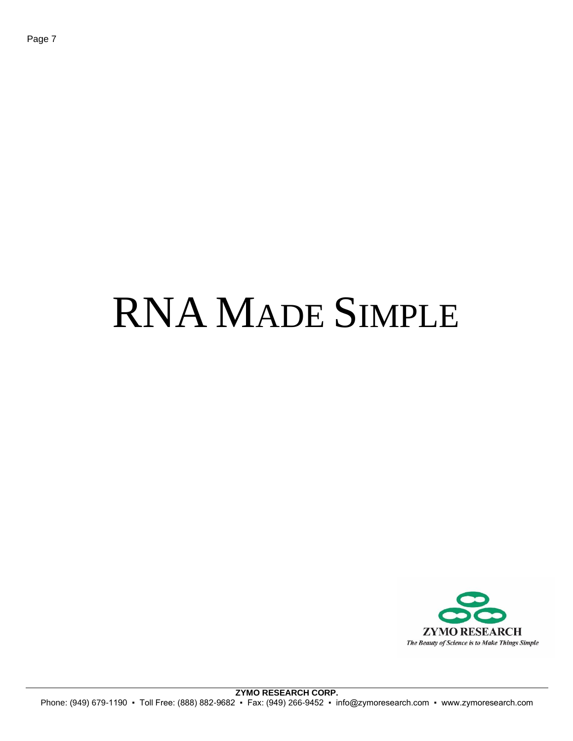# RNA MADE SIMPLE

ZYMO RESEARCH

*The Beauty of Science is to Make Things Simple*

**ZYMO RESEARCH CORP.**

Phone: (949) 679-1190 ▪ Toll Free: (888) 882-9682 ▪ Fax: (949) 266-9452 ▪ info@zymoresearch.com ▪ www.zymoresearch.com